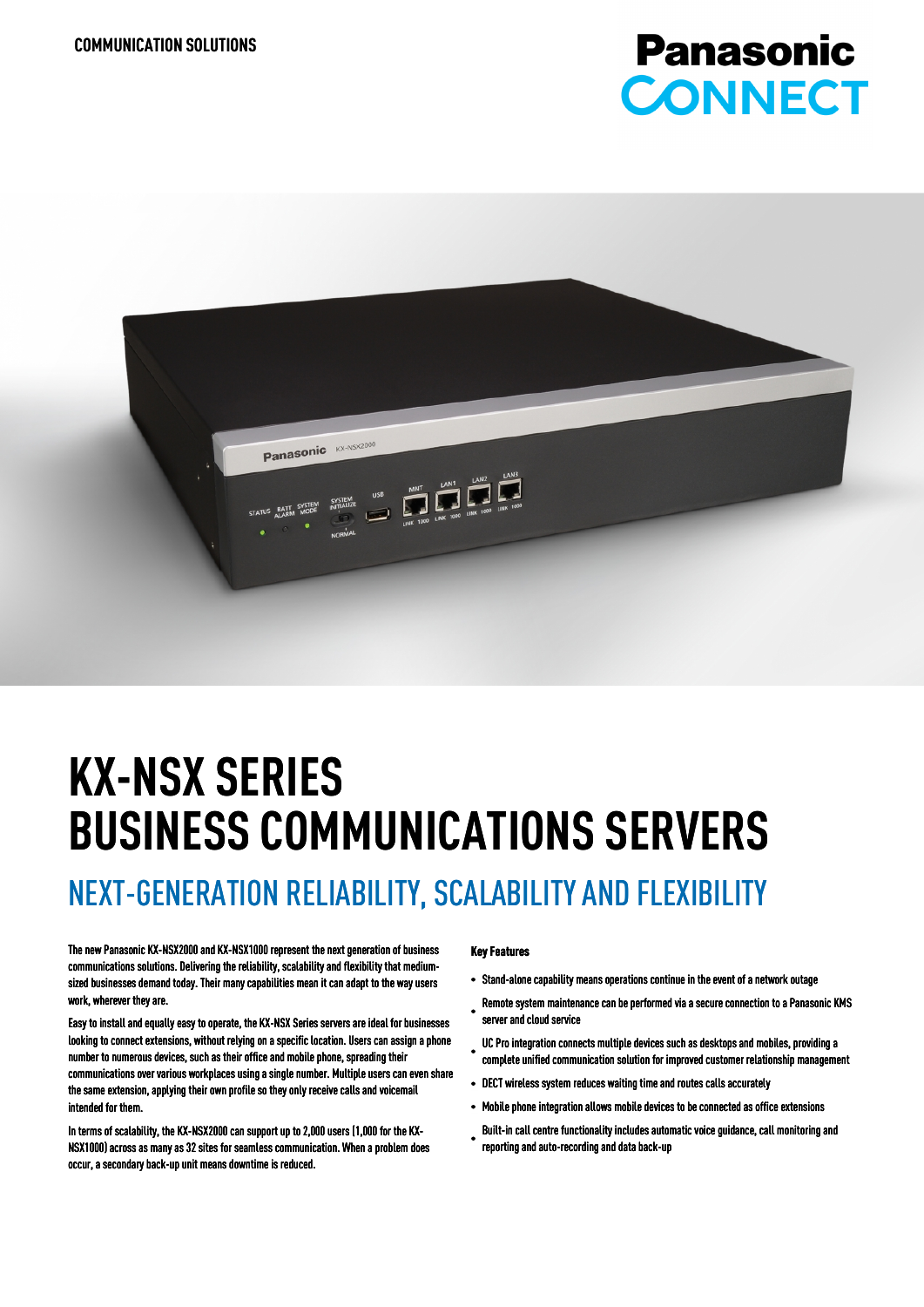COMMUNICATION SOLUTIONS

Panasonic CONNECT

# KX-NSX SERIES BUSINESS COMMUNICATIONS SERVERS

## NEXT-GENERATION RELIABILITY, SCALABILITY AND FLEXIBILITY

The new Panasonic KX-NSX2000 and KX-NSX1000 represent the next generation of business communications solutions. Delivering the reliability, scalability and flexibility that medium-sized businesses demand today. Their many capabilities mean it can adapt to the way users work, wherever they are.

Easy to install and equally easy to operate, the KX-NSX Series servers are ideal for businesses looking to connect extensions, without relying on a specific location. Users can assign a phone number to numerous devices, such as their office and mobile phone, spreading their communications over various workplaces using a single number. Multiple users can even share the same extension, applying their own profile so they only receive calls and voicemail intended for them.

In terms of scalability, the KX-NSX2000 can support up to 2,000 users (1,000 for the KX-NSX1000) across as many as 32 sites for seamless communication. When a problem does occur, a secondary back-up unit means downtime is reduced.

**Key Features**

- Stand-alone capability means operations continue in the event of a network outage
- Remote system maintenance can be performed via a secure connection to a Panasonic KMS server and cloud service
- UC Pro integration connects multiple devices such as desktops and mobiles, providing a complete unified communication solution for improved customer relationship management
- DECT wireless system reduces waiting time and routes calls accurately
- Mobile phone integration allows mobile devices to be connected as office extensions
- Built-in call centre functionality includes automatic voice guidance, call monitoring and reporting and auto-recording and data back-up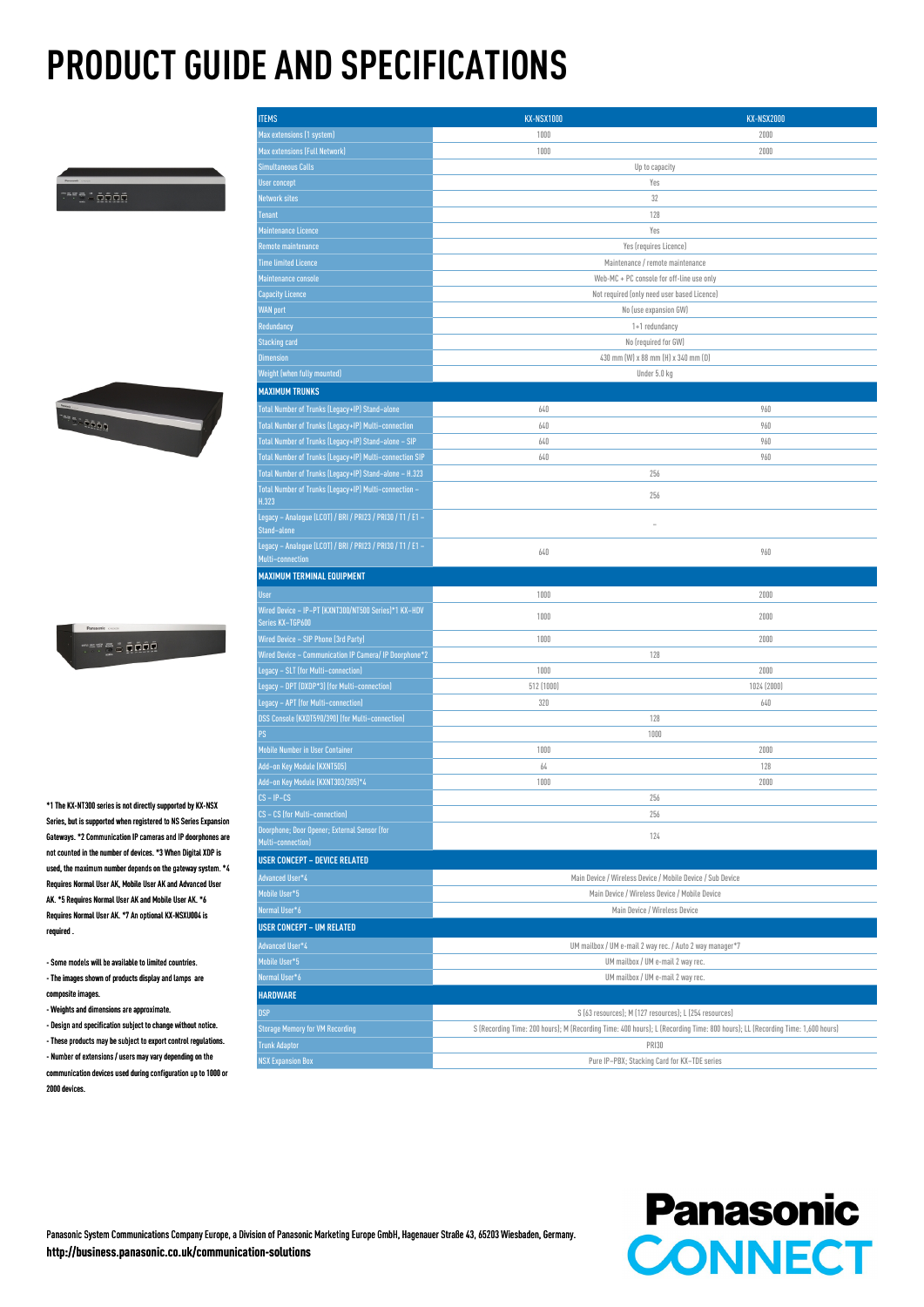# PRODUCT GUIDE AND SPECIFICATIONS

| ITEMS | KX-NSX1000 | KX-NSX2000 |
|---|---|---|
| Max extensions (1 system) | 1000 | 2000 |
| Max extensions (Full Network) | 1000 | 2000 |
| Simultaneous Calls | Up to capacity | |
| User concept | Yes | |
| Network sites | 32 | |
| Tenant | 128 | |
| Maintenance Licence | Yes | |
| Remote maintenance | Yes (requires Licence) | |
| Time limited Licence | Maintenance / remote maintenance | |
| Maintenance console | Web-MC + PC console for off-line use only | |
| Capacity Licence | Not required (only need user based Licence) | |
| WAN port | No (use expansion GW) | |
| Redundancy | 1+1 redundancy | |
| Stacking card | No (required for GW) | |
| Dimension | 430 mm (W) x 88 mm (H) x 340 mm (D) | |
| Weight (when fully mounted) | Under 5.0 kg | |
| **MAXIMUM TRUNKS** | | |
| Total Number of Trunks (Legacy+IP) Stand-alone | 640 | 960 |
| Total Number of Trunks (Legacy+IP) Multi-connection | 640 | 960 |
| Total Number of Trunks (Legacy+IP) Stand-alone – SIP | 640 | 960 |
| Total Number of Trunks (Legacy+IP) Multi-connection SIP | 640 | 960 |
| Total Number of Trunks (Legacy+IP) Stand-alone – H.323 | 256 | |
| Total Number of Trunks (Legacy+IP) Multi-connection – H.323 | 256 | |
| Legacy – Analogue (LCOT) / BRI / PRI23 / PRI30 / T1 / E1 – Stand-alone | – | |
| Legacy – Analogue (LCOT) / BRI / PRI23 / PRI30 / T1 / E1 – Multi-connection | 640 | 960 |
| **MAXIMUM TERMINAL EQUIPMENT** | | |
| User | 1000 | 2000 |
| Wired Device – IP-PT (KXNT300/NT500 Series)*1 KX-HDV Series KX-TGP600 | 1000 | 2000 |
| Wired Device – SIP Phone (3rd Party) | 1000 | 2000 |
| Wired Device – Communication IP Camera/ IP Doorphone*2 | 128 | |
| Legacy – SLT (for Multi-connection) | 1000 | 2000 |
| Legacy – DPT (DXDP*3) (for Multi-connection) | 512 (1000) | 1024 (2000) |
| Legacy – APT (for Multi-connection) | 320 | 640 |
| DSS Console (KXDT590/390) (for Multi-connection) | 128 | |
| PS | 1000 | |
| Mobile Number in User Container | 1000 | 2000 |
| Add-on Key Module (KXNT505) | 64 | 128 |
| Add-on Key Module (KXNT303/305)*4 | 1000 | 2000 |
| CS – IP-CS | 256 | |
| CS – CS (for Multi-connection) | 256 | |
| Doorphone; Door Opener; External Sensor (for Multi-connection) | 124 | |
| **USER CONCEPT – DEVICE RELATED** | | |
| Advanced User*4 | Main Device / Wireless Device / Mobile Device / Sub Device | |
| Mobile User*5 | Main Device / Wireless Device / Mobile Device | |
| Normal User*6 | Main Device / Wireless Device | |
| **USER CONCEPT – UM RELATED** | | |
| Advanced User*4 | UM mailbox / UM e-mail 2 way rec. / Auto 2 way manager*7 | |
| Mobile User*5 | UM mailbox / UM e-mail 2 way rec. | |
| Normal User*6 | UM mailbox / UM e-mail 2 way rec. | |
| **HARDWARE** | | |
| DSP | S (63 resources); M (127 resources); L (254 resources) | |
| Storage Memory for VM Recording | S (Recording Time: 200 hours); M (Recording Time: 400 hours); L (Recording Time: 800 hours); LL (Recording Time: 1,600 hours) | |
| Trunk Adaptor | PRI30 | |
| NSX Expansion Box | Pure IP-PBX; Stacking Card for KX-TDE series | |

**\*1 The KX-NT300 series is not directly supported by KX-NSX Series, but is supported when registered to NS Series Expansion Gateways. \*2 Communication IP cameras and IP doorphones are not counted in the number of devices. \*3 When Digital XDP is used, the maximum number depends on the gateway system. \*4 Requires Normal User AK, Mobile User AK and Advanced User AK. \*5 Requires Normal User AK and Mobile User AK. \*6 Requires Normal User AK. \*7 An optional KX-NSXU004 is required .**

**- Some models will be available to limited countries.**
**- The images shown of products display and lamps are composite images.**
**- Weights and dimensions are approximate.**
**- Design and specification subject to change without notice.**
**- These products may be subject to export control regulations.**
**- Number of extensions / users may vary depending on the communication devices used during configuration up to 1000 or 2000 devices.**

Panasonic System Communications Company Europe, a Division of Panasonic Marketing Europe GmbH, Hagenauer Straße 43, 65203 Wiesbaden, Germany.
**http://business.panasonic.co.uk/communication-solutions**

Panasonic CONNECT